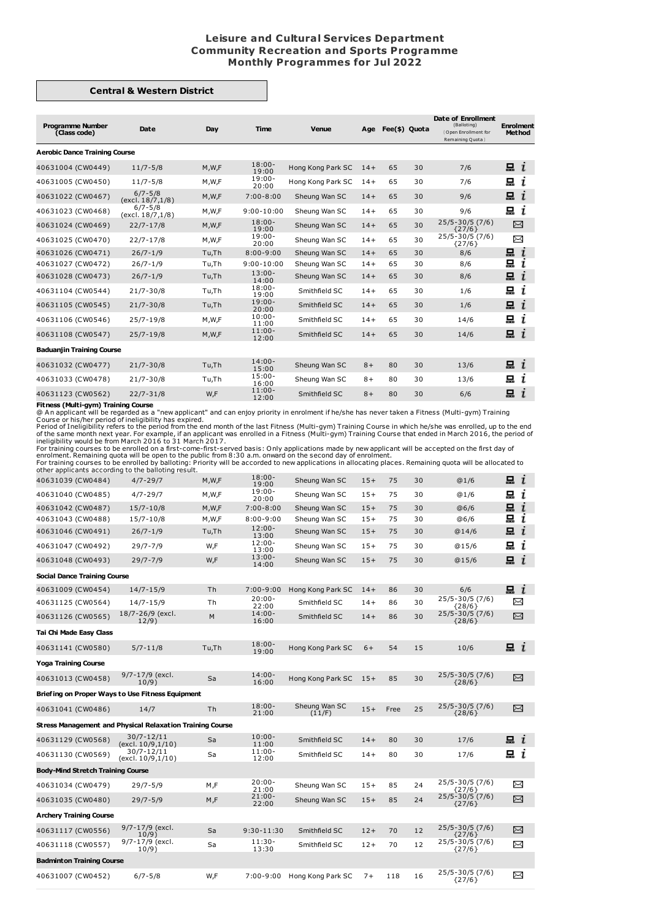# Leisure and Cultural Services Department
## Community Recreation and Sports Programme
## Monthly Programmes for Jul 2022

### Central & Western District

| Programme Number (Class code) | Date | Day | Time | Venue | Age | Fee($) | Quota | Date of Enrollment (Balloting) (Open Enrollment for Remaining Quota) | Enrolment Method |
|---|---|---|---|---|---|---|---|---|---|
| **Aerobic Dance Training Course** | | | | | | | | | |
| 40631004 (CW0449) | 11/7-5/8 | M,W,F | 18:00-19:00 | Hong Kong Park SC | 14+ | 65 | 30 | 7/6 | 💻 i |
| 40631005 (CW0450) | 11/7-5/8 | M,W,F | 19:00-20:00 | Hong Kong Park SC | 14+ | 65 | 30 | 7/6 | 💻 i |
| 40631022 (CW0467) | 6/7-5/8 (excl. 18/7,1/8) | M,W,F | 7:00-8:00 | Sheung Wan SC | 14+ | 65 | 30 | 9/6 | 💻 i |
| 40631023 (CW0468) | 6/7-5/8 (excl. 18/7,1/8) | M,W,F | 9:00-10:00 | Sheung Wan SC | 14+ | 65 | 30 | 9/6 | 💻 i |
| 40631024 (CW0469) | 22/7-17/8 | M,W,F | 18:00-19:00 | Sheung Wan SC | 14+ | 65 | 30 | 25/5-30/5 (7/6) {27/6} | ✉ |
| 40631025 (CW0470) | 22/7-17/8 | M,W,F | 19:00-20:00 | Sheung Wan SC | 14+ | 65 | 30 | 25/5-30/5 (7/6) {27/6} | ✉ |
| 40631026 (CW0471) | 26/7-1/9 | Tu,Th | 8:00-9:00 | Sheung Wan SC | 14+ | 65 | 30 | 8/6 | 💻 i |
| 40631027 (CW0472) | 26/7-1/9 | Tu,Th | 9:00-10:00 | Sheung Wan SC | 14+ | 65 | 30 | 8/6 | 💻 i |
| 40631028 (CW0473) | 26/7-1/9 | Tu,Th | 13:00-14:00 | Sheung Wan SC | 14+ | 65 | 30 | 8/6 | 💻 i |
| 40631104 (CW0544) | 21/7-30/8 | Tu,Th | 18:00-19:00 | Smithfield SC | 14+ | 65 | 30 | 1/6 | 💻 i |
| 40631105 (CW0545) | 21/7-30/8 | Tu,Th | 19:00-20:00 | Smithfield SC | 14+ | 65 | 30 | 1/6 | 💻 i |
| 40631106 (CW0546) | 25/7-19/8 | M,W,F | 10:00-11:00 | Smithfield SC | 14+ | 65 | 30 | 14/6 | 💻 i |
| 40631108 (CW0547) | 25/7-19/8 | M,W,F | 11:00-12:00 | Smithfield SC | 14+ | 65 | 30 | 14/6 | 💻 i |
| **Baduanjin Training Course** | | | | | | | | | |
| 40631032 (CW0477) | 21/7-30/8 | Tu,Th | 14:00-15:00 | Sheung Wan SC | 8+ | 80 | 30 | 13/6 | 💻 i |
| 40631033 (CW0478) | 21/7-30/8 | Tu,Th | 15:00-16:00 | Sheung Wan SC | 8+ | 80 | 30 | 13/6 | 💻 i |
| 40631123 (CW0562) | 22/7-31/8 | W,F | 11:00-12:00 | Smithfield SC | 8+ | 80 | 30 | 6/6 | 💻 i |

**Fitness (Multi-gym) Training Course**

@ An applicant will be regarded as a "new applicant" and can enjoy priority in enrolment if he/she has never taken a Fitness (Multi-gym) Training Course or his/her period of ineligibility has expired.
Period of Ineligibility refers to the period from the end month of the last Fitness (Multi-gym) Training Course in which he/she was enrolled, up to the end of the same month next year. For example, if an applicant was enrolled in a Fitness (Multi-gym) Training Course that ended in March 2016, the period of ineligibility would be from March 2016 to 31 March 2017.
For training courses to be enrolled on a first-come-first-served basis: Only applications made by new applicant will be accepted on the first day of enrolment. Remaining quota will be open to the public from 8:30 a.m. onward on the second day of enrolment.
For training courses to be enrolled by balloting: Priority will be accorded to new applications in allocating places. Remaining quota will be allocated to other applicants according to the balloting result.

| Programme Number (Class code) | Date | Day | Time | Venue | Age | Fee($) | Quota | Date of Enrollment (Balloting) (Open Enrollment for Remaining Quota) | Enrolment Method |
|---|---|---|---|---|---|---|---|---|---|
| 40631039 (CW0484) | 4/7-29/7 | M,W,F | 18:00-19:00 | Sheung Wan SC | 15+ | 75 | 30 | @1/6 | 💻 i |
| 40631040 (CW0485) | 4/7-29/7 | M,W,F | 19:00-20:00 | Sheung Wan SC | 15+ | 75 | 30 | @1/6 | 💻 i |
| 40631042 (CW0487) | 15/7-10/8 | M,W,F | 7:00-8:00 | Sheung Wan SC | 15+ | 75 | 30 | @6/6 | 💻 i |
| 40631043 (CW0488) | 15/7-10/8 | M,W,F | 8:00-9:00 | Sheung Wan SC | 15+ | 75 | 30 | @6/6 | 💻 i |
| 40631046 (CW0491) | 26/7-1/9 | Tu,Th | 12:00-13:00 | Sheung Wan SC | 15+ | 75 | 30 | @14/6 | 💻 i |
| 40631047 (CW0492) | 29/7-7/9 | W,F | 12:00-13:00 | Sheung Wan SC | 15+ | 75 | 30 | @15/6 | 💻 i |
| 40631048 (CW0493) | 29/7-7/9 | W,F | 13:00-14:00 | Sheung Wan SC | 15+ | 75 | 30 | @15/6 | 💻 i |
| **Social Dance Training Course** | | | | | | | | | |
| 40631009 (CW0454) | 14/7-15/9 | Th | 7:00-9:00 | Hong Kong Park SC | 14+ | 86 | 30 | 6/6 | 💻 i |
| 40631125 (CW0564) | 14/7-15/9 | Th | 20:00-22:00 | Smithfield SC | 14+ | 86 | 30 | 25/5-30/5 (7/6) {28/6} | ✉ |
| 40631126 (CW0565) | 18/7-26/9 (excl. 12/9) | M | 14:00-16:00 | Smithfield SC | 14+ | 86 | 30 | 25/5-30/5 (7/6) {28/6} | ✉ |
| **Tai Chi Made Easy Class** | | | | | | | | | |
| 40631141 (CW0580) | 5/7-11/8 | Tu,Th | 18:00-19:00 | Hong Kong Park SC | 6+ | 54 | 15 | 10/6 | 💻 i |
| **Yoga Training Course** | | | | | | | | | |
| 40631013 (CW0458) | 9/7-17/9 (excl. 10/9) | Sa | 14:00-16:00 | Hong Kong Park SC | 15+ | 85 | 30 | 25/5-30/5 (7/6) {28/6} | ✉ |
| **Briefing on Proper Ways to Use Fitness Equipment** | | | | | | | | | |
| 40631041 (CW0486) | 14/7 | Th | 18:00-21:00 | Sheung Wan SC (11/F) | 15+ | Free | 25 | 25/5-30/5 (7/6) {28/6} | ✉ |
| **Stress Management and Physical Relaxation Training Course** | | | | | | | | | |
| 40631129 (CW0568) | 30/7-12/11 (excl. 10/9,1/10) | Sa | 10:00-11:00 | Smithfield SC | 14+ | 80 | 30 | 17/6 | 💻 i |
| 40631130 (CW0569) | 30/7-12/11 (excl. 10/9,1/10) | Sa | 11:00-12:00 | Smithfield SC | 14+ | 80 | 30 | 17/6 | 💻 i |
| **Body-Mind Stretch Training Course** | | | | | | | | | |
| 40631034 (CW0479) | 29/7-5/9 | M,F | 20:00-21:00 | Sheung Wan SC | 15+ | 85 | 24 | 25/5-30/5 (7/6) {27/6} | ✉ |
| 40631035 (CW0480) | 29/7-5/9 | M,F | 21:00-22:00 | Sheung Wan SC | 15+ | 85 | 24 | 25/5-30/5 (7/6) {27/6} | ✉ |
| **Archery Training Course** | | | | | | | | | |
| 40631117 (CW0556) | 9/7-17/9 (excl. 10/9) | Sa | 9:30-11:30 | Smithfield SC | 12+ | 70 | 12 | 25/5-30/5 (7/6) {27/6} | ✉ |
| 40631118 (CW0557) | 9/7-17/9 (excl. 10/9) | Sa | 11:30-13:30 | Smithfield SC | 12+ | 70 | 12 | 25/5-30/5 (7/6) {27/6} | ✉ |
| **Badminton Training Course** | | | | | | | | | |
| 40631007 (CW0452) | 6/7-5/8 | W,F | 7:00-9:00 | Hong Kong Park SC | 7+ | 118 | 16 | 25/5-30/5 (7/6) {27/6} | ✉ |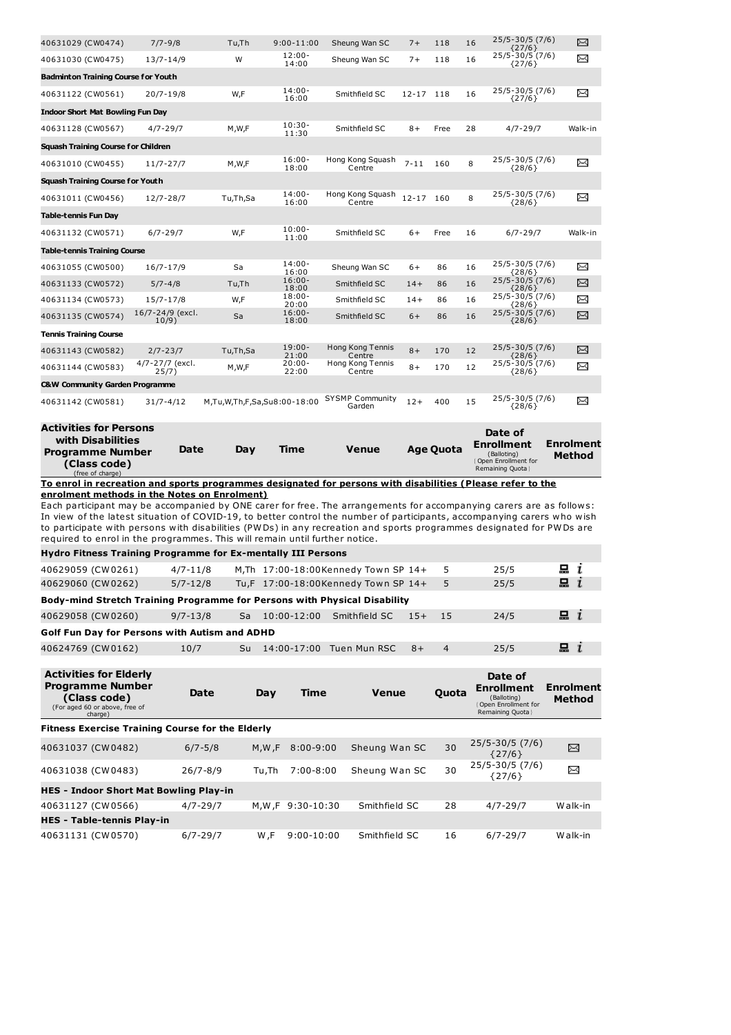| | | | | | | | | | |
|---|---|---|---|---|---|---|---|---|---|
| 40631029 (CW0474) | 7/7-9/8 | Tu,Th | 9:00-11:00 | Sheung Wan SC | 7+ | 118 | 16 | 25/5-30/5 (7/6) {27/6} | ✉ |
| 40631030 (CW0475) | 13/7-14/9 | W | 12:00-14:00 | Sheung Wan SC | 7+ | 118 | 16 | 25/5-30/5 (7/6) {27/6} | ✉ |
| **Badminton Training Course for Youth** | | | | | | | | | |
| 40631122 (CW0561) | 20/7-19/8 | W,F | 14:00-16:00 | Smithfield SC | 12-17 | 118 | 16 | 25/5-30/5 (7/6) {27/6} | ✉ |
| **Indoor Short Mat Bowling Fun Day** | | | | | | | | | |
| 40631128 (CW0567) | 4/7-29/7 | M,W,F | 10:30-11:30 | Smithfield SC | 8+ | Free | 28 | 4/7-29/7 | Walk-in |
| **Squash Training Course for Children** | | | | | | | | | |
| 40631010 (CW0455) | 11/7-27/7 | M,W,F | 16:00-18:00 | Hong Kong Squash Centre | 7-11 | 160 | 8 | 25/5-30/5 (7/6) {28/6} | ✉ |
| **Squash Training Course for Youth** | | | | | | | | | |
| 40631011 (CW0456) | 12/7-28/7 | Tu,Th,Sa | 14:00-16:00 | Hong Kong Squash Centre | 12-17 | 160 | 8 | 25/5-30/5 (7/6) {28/6} | ✉ |
| **Table-tennis Fun Day** | | | | | | | | | |
| 40631132 (CW0571) | 6/7-29/7 | W,F | 10:00-11:00 | Smithfield SC | 6+ | Free | 16 | 6/7-29/7 | Walk-in |
| **Table-tennis Training Course** | | | | | | | | | |
| 40631055 (CW0500) | 16/7-17/9 | Sa | 14:00-16:00 | Sheung Wan SC | 6+ | 86 | 16 | 25/5-30/5 (7/6) {28/6} | ✉ |
| 40631133 (CW0572) | 5/7-4/8 | Tu,Th | 16:00-18:00 | Smithfield SC | 14+ | 86 | 16 | 25/5-30/5 (7/6) {28/6} | ✉ |
| 40631134 (CW0573) | 15/7-17/8 | W,F | 18:00-20:00 | Smithfield SC | 14+ | 86 | 16 | 25/5-30/5 (7/6) {28/6} | ✉ |
| 40631135 (CW0574) | 16/7-24/9 (excl. 10/9) | Sa | 16:00-18:00 | Smithfield SC | 6+ | 86 | 16 | 25/5-30/5 (7/6) {28/6} | ✉ |
| **Tennis Training Course** | | | | | | | | | |
| 40631143 (CW0582) | 2/7-23/7 | Tu,Th,Sa | 19:00-21:00 | Hong Kong Tennis Centre | 8+ | 170 | 12 | 25/5-30/5 (7/6) {28/6} | ✉ |
| 40631144 (CW0583) | 4/7-27/7 (excl. 25/7) | M,W,F | 20:00-22:00 | Hong Kong Tennis Centre | 8+ | 170 | 12 | 25/5-30/5 (7/6) {28/6} | ✉ |
| **C&W Community Garden Programme** | | | | | | | | | |
| 40631142 (CW0581) | 31/7-4/12 | M,Tu,W,Th,F,Sa,Su | 8:00-18:00 | SYSMP Community Garden | 12+ | 400 | 15 | 25/5-30/5 (7/6) {28/6} | ✉ |

| Activities for Persons with Disabilities Programme Number (Class code) (free of charge) | Date | Day | Time | Venue | Age | Quota | Date of Enrollment (Balloting) (Open Enrollment for Remaining Quota) | Enrolment Method |
|---|---|---|---|---|---|---|---|---|

**To enrol in recreation and sports programmes designated for persons with disabilities (Please refer to the enrolment methods in the Notes on Enrolment)**

Each participant may be accompanied by ONE carer for free. The arrangements for accompanying carers are as follows: In view of the latest situation of COVID-19, to better control the number of participants, accompanying carers who wish to participate with persons with disabilities (PWDs) in any recreation and sports programmes designated for PWDs are required to enrol in the programmes. This will remain until further notice.

| | | | | | | | | |
|---|---|---|---|---|---|---|---|---|
| **Hydro Fitness Training Programme for Ex-mentally Ill Persons** | | | | | | | | |
| 40629059 (CW0261) | 4/7-11/8 | M,Th | 17:00-18:00 | Kennedy Town SP | 14+ | 5 | 25/5 | 🖳 i |
| 40629060 (CW0262) | 5/7-12/8 | Tu,F | 17:00-18:00 | Kennedy Town SP | 14+ | 5 | 25/5 | 🖳 i |
| **Body-mind Stretch Training Programme for Persons with Physical Disability** | | | | | | | | |
| 40629058 (CW0260) | 9/7-13/8 | Sa | 10:00-12:00 | Smithfield SC | 15+ | 15 | 24/5 | 🖳 i |
| **Golf Fun Day for Persons with Autism and ADHD** | | | | | | | | |
| 40624769 (CW0162) | 10/7 | Su | 14:00-17:00 | Tuen Mun RSC | 8+ | 4 | 25/5 | 🖳 i |

| Activities for Elderly Programme Number (Class code) (For aged 60 or above, free of charge) | Date | Day | Time | Venue | Quota | Date of Enrollment (Balloting) (Open Enrollment for Remaining Quota) | Enrolment Method |
|---|---|---|---|---|---|---|---|
| **Fitness Exercise Training Course for the Elderly** | | | | | | | |
| 40631037 (CW0482) | 6/7-5/8 | M,W,F | 8:00-9:00 | Sheung Wan SC | 30 | 25/5-30/5 (7/6) {27/6} | ✉ |
| 40631038 (CW0483) | 26/7-8/9 | Tu,Th | 7:00-8:00 | Sheung Wan SC | 30 | 25/5-30/5 (7/6) {27/6} | ✉ |
| **HES - Indoor Short Mat Bowling Play-in** | | | | | | | |
| 40631127 (CW0566) | 4/7-29/7 | M,W,F | 9:30-10:30 | Smithfield SC | 28 | 4/7-29/7 | Walk-in |
| **HES - Table-tennis Play-in** | | | | | | | |
| 40631131 (CW0570) | 6/7-29/7 | W,F | 9:00-10:00 | Smithfield SC | 16 | 6/7-29/7 | Walk-in |